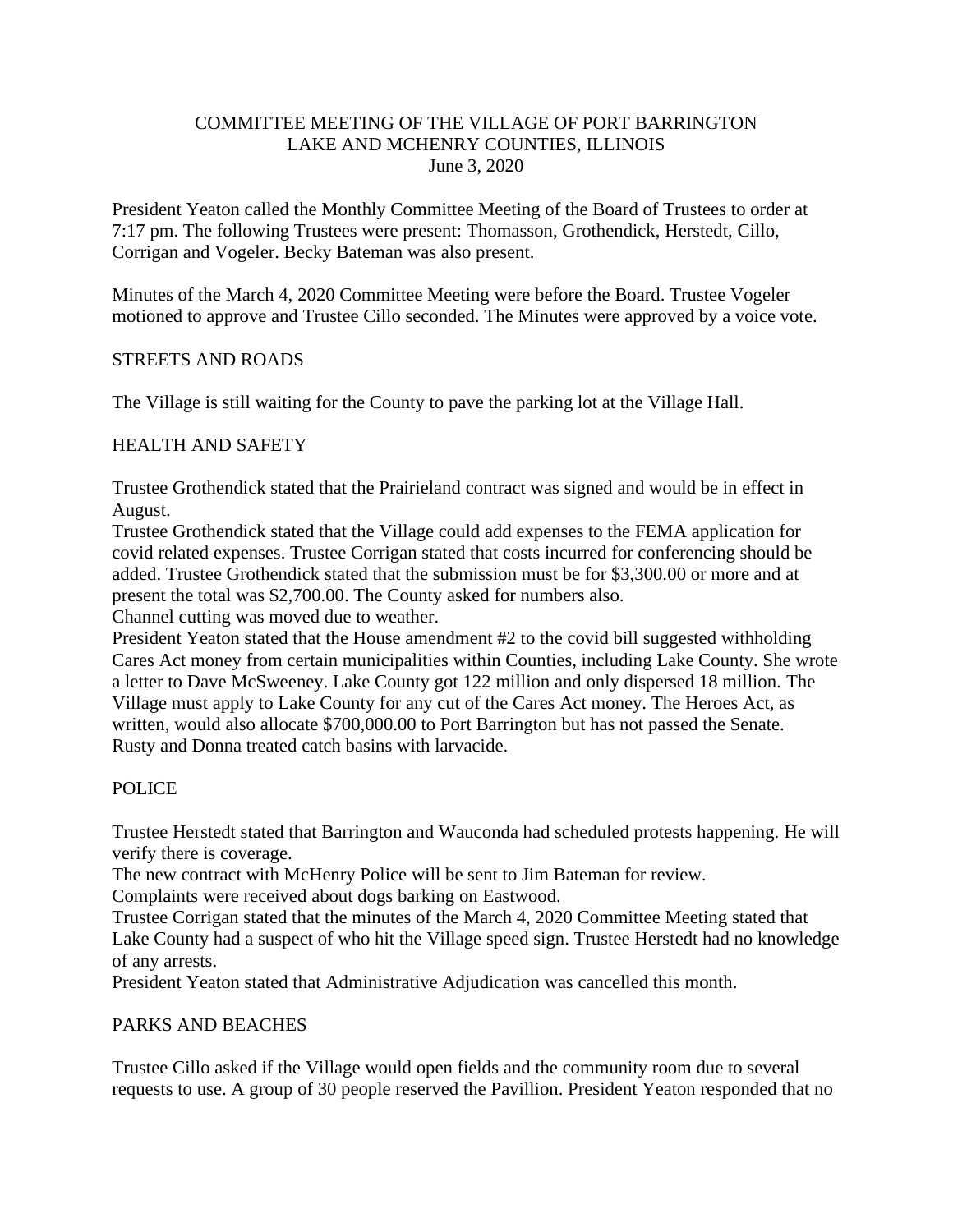# COMMITTEE MEETING OF THE VILLAGE OF PORT BARRINGTON
## LAKE AND MCHENRY COUNTIES, ILLINOIS
### June 3, 2020

President Yeaton called the Monthly Committee Meeting of the Board of Trustees to order at 7:17 pm. The following Trustees were present: Thomasson, Grothendick, Herstedt, Cillo, Corrigan and Vogeler. Becky Bateman was also present.

Minutes of the March 4, 2020 Committee Meeting were before the Board. Trustee Vogeler motioned to approve and Trustee Cillo seconded. The Minutes were approved by a voice vote.

## STREETS AND ROADS

The Village is still waiting for the County to pave the parking lot at the Village Hall.

## HEALTH AND SAFETY

Trustee Grothendick stated that the Prairieland contract was signed and would be in effect in August.
Trustee Grothendick stated that the Village could add expenses to the FEMA application for covid related expenses. Trustee Corrigan stated that costs incurred for conferencing should be added. Trustee Grothendick stated that the submission must be for $3,300.00 or more and at present the total was $2,700.00. The County asked for numbers also.
Channel cutting was moved due to weather.
President Yeaton stated that the House amendment #2 to the covid bill suggested withholding Cares Act money from certain municipalities within Counties, including Lake County. She wrote a letter to Dave McSweeney. Lake County got 122 million and only dispersed 18 million. The Village must apply to Lake County for any cut of the Cares Act money. The Heroes Act, as written, would also allocate $700,000.00 to Port Barrington but has not passed the Senate.
Rusty and Donna treated catch basins with larvacide.

## POLICE

Trustee Herstedt stated that Barrington and Wauconda had scheduled protests happening. He will verify there is coverage.
The new contract with McHenry Police will be sent to Jim Bateman for review.
Complaints were received about dogs barking on Eastwood.
Trustee Corrigan stated that the minutes of the March 4, 2020 Committee Meeting stated that Lake County had a suspect of who hit the Village speed sign. Trustee Herstedt had no knowledge of any arrests.
President Yeaton stated that Administrative Adjudication was cancelled this month.

## PARKS AND BEACHES

Trustee Cillo asked if the Village would open fields and the community room due to several requests to use. A group of 30 people reserved the Pavillion. President Yeaton responded that no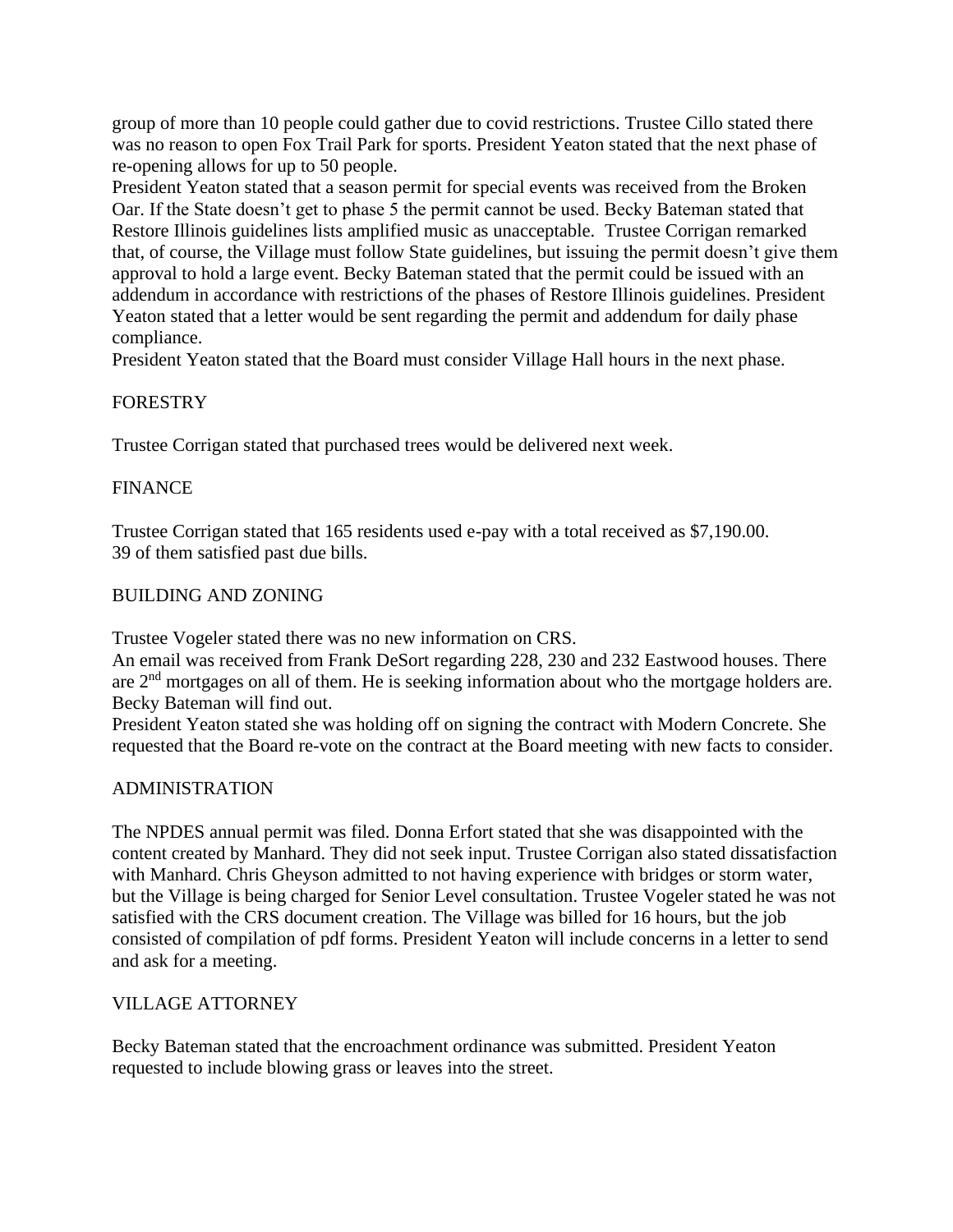group of more than 10 people could gather due to covid restrictions. Trustee Cillo stated there was no reason to open Fox Trail Park for sports. President Yeaton stated that the next phase of re-opening allows for up to 50 people.

President Yeaton stated that a season permit for special events was received from the Broken Oar. If the State doesn't get to phase 5 the permit cannot be used. Becky Bateman stated that Restore Illinois guidelines lists amplified music as unacceptable. Trustee Corrigan remarked that, of course, the Village must follow State guidelines, but issuing the permit doesn't give them approval to hold a large event. Becky Bateman stated that the permit could be issued with an addendum in accordance with restrictions of the phases of Restore Illinois guidelines. President Yeaton stated that a letter would be sent regarding the permit and addendum for daily phase compliance.

President Yeaton stated that the Board must consider Village Hall hours in the next phase.

## FORESTRY

Trustee Corrigan stated that purchased trees would be delivered next week.

## FINANCE

Trustee Corrigan stated that 165 residents used e-pay with a total received as $7,190.00.
39 of them satisfied past due bills.

## BUILDING AND ZONING

Trustee Vogeler stated there was no new information on CRS.

An email was received from Frank DeSort regarding 228, 230 and 232 Eastwood houses. There are 2nd mortgages on all of them. He is seeking information about who the mortgage holders are. Becky Bateman will find out.

President Yeaton stated she was holding off on signing the contract with Modern Concrete. She requested that the Board re-vote on the contract at the Board meeting with new facts to consider.

## ADMINISTRATION

The NPDES annual permit was filed. Donna Erfort stated that she was disappointed with the content created by Manhard. They did not seek input. Trustee Corrigan also stated dissatisfaction with Manhard. Chris Gheyson admitted to not having experience with bridges or storm water, but the Village is being charged for Senior Level consultation. Trustee Vogeler stated he was not satisfied with the CRS document creation. The Village was billed for 16 hours, but the job consisted of compilation of pdf forms. President Yeaton will include concerns in a letter to send and ask for a meeting.

## VILLAGE ATTORNEY

Becky Bateman stated that the encroachment ordinance was submitted. President Yeaton requested to include blowing grass or leaves into the street.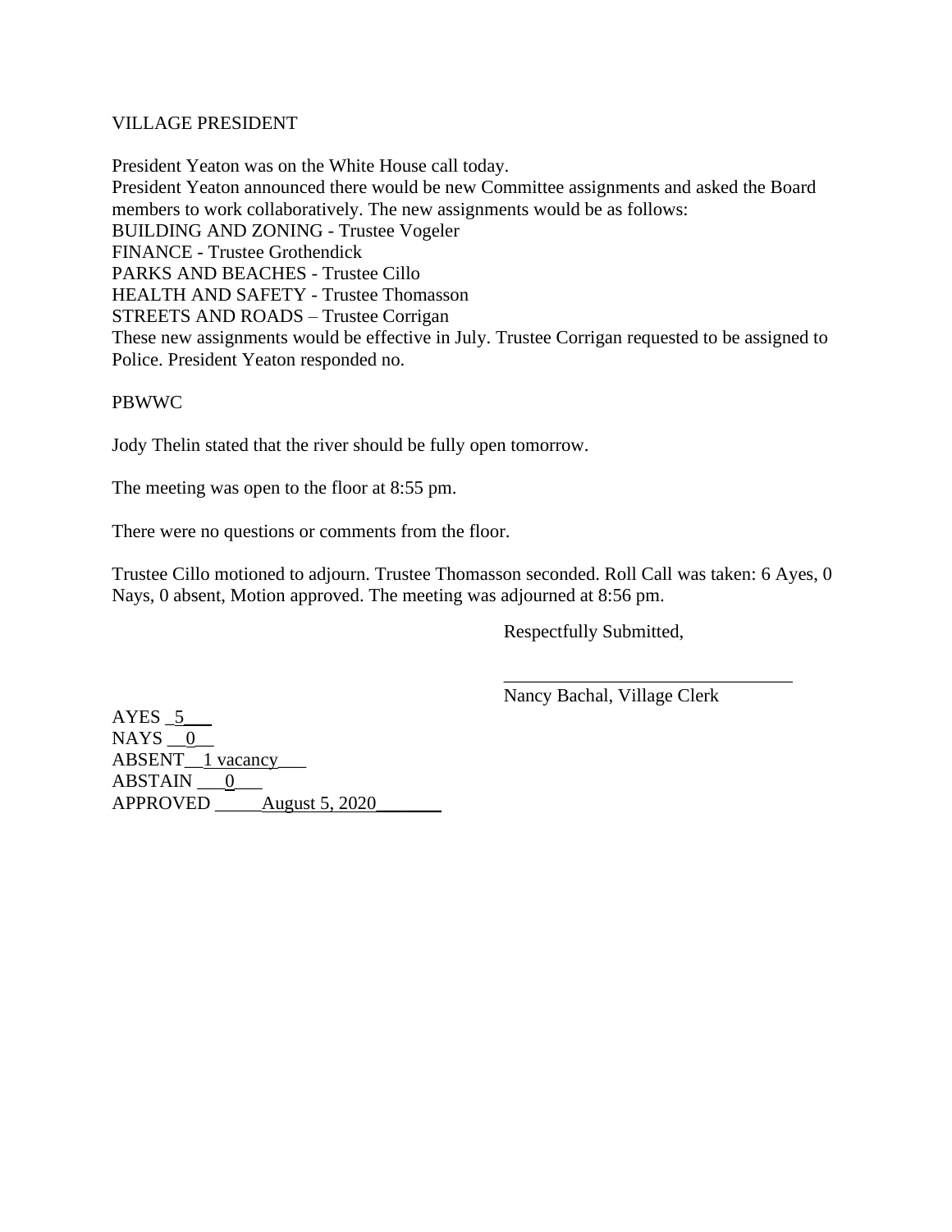VILLAGE PRESIDENT

President Yeaton was on the White House call today.
President Yeaton announced there would be new Committee assignments and asked the Board members to work collaboratively. The new assignments would be as follows:
BUILDING AND ZONING - Trustee Vogeler
FINANCE - Trustee Grothendick
PARKS AND BEACHES - Trustee Cillo
HEALTH AND SAFETY - Trustee Thomasson
STREETS AND ROADS – Trustee Corrigan
These new assignments would be effective in July. Trustee Corrigan requested to be assigned to Police. President Yeaton responded no.

PBWWC

Jody Thelin stated that the river should be fully open tomorrow.

The meeting was open to the floor at 8:55 pm.

There were no questions or comments from the floor.

Trustee Cillo motioned to adjourn. Trustee Thomasson seconded. Roll Call was taken: 6 Ayes, 0 Nays, 0 absent, Motion approved. The meeting was adjourned at 8:56 pm.

Respectfully Submitted,

_______________________________
Nancy Bachal, Village Clerk

AYES _5___
NAYS __0__
ABSENT__1 vacancy___
ABSTAIN ___0___
APPROVED _____August 5, 2020_______